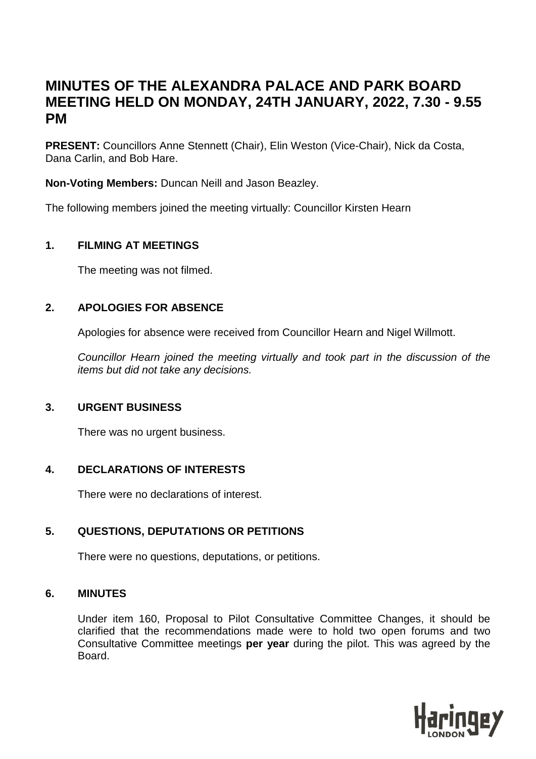# MINUTES OF THE ALEXANDRA PALACE AND PARK BOARD MEETING HELD ON MONDAY, 24TH JANUARY, 2022, 7.30 - 9.55 PM

**PRESENT:** Councillors Anne Stennett (Chair), Elin Weston (Vice-Chair), Nick da Costa, Dana Carlin, and Bob Hare.

**Non-Voting Members:** Duncan Neill and Jason Beazley.

The following members joined the meeting virtually: Councillor Kirsten Hearn

## 1. FILMING AT MEETINGS

The meeting was not filmed.

## 2. APOLOGIES FOR ABSENCE

Apologies for absence were received from Councillor Hearn and Nigel Willmott.

*Councillor Hearn joined the meeting virtually and took part in the discussion of the items but did not take any decisions.*

## 3. URGENT BUSINESS

There was no urgent business.

## 4. DECLARATIONS OF INTERESTS

There were no declarations of interest.

## 5. QUESTIONS, DEPUTATIONS OR PETITIONS

There were no questions, deputations, or petitions.

## 6. MINUTES

Under item 160, Proposal to Pilot Consultative Committee Changes, it should be clarified that the recommendations made were to hold two open forums and two Consultative Committee meetings **per year** during the pilot. This was agreed by the Board.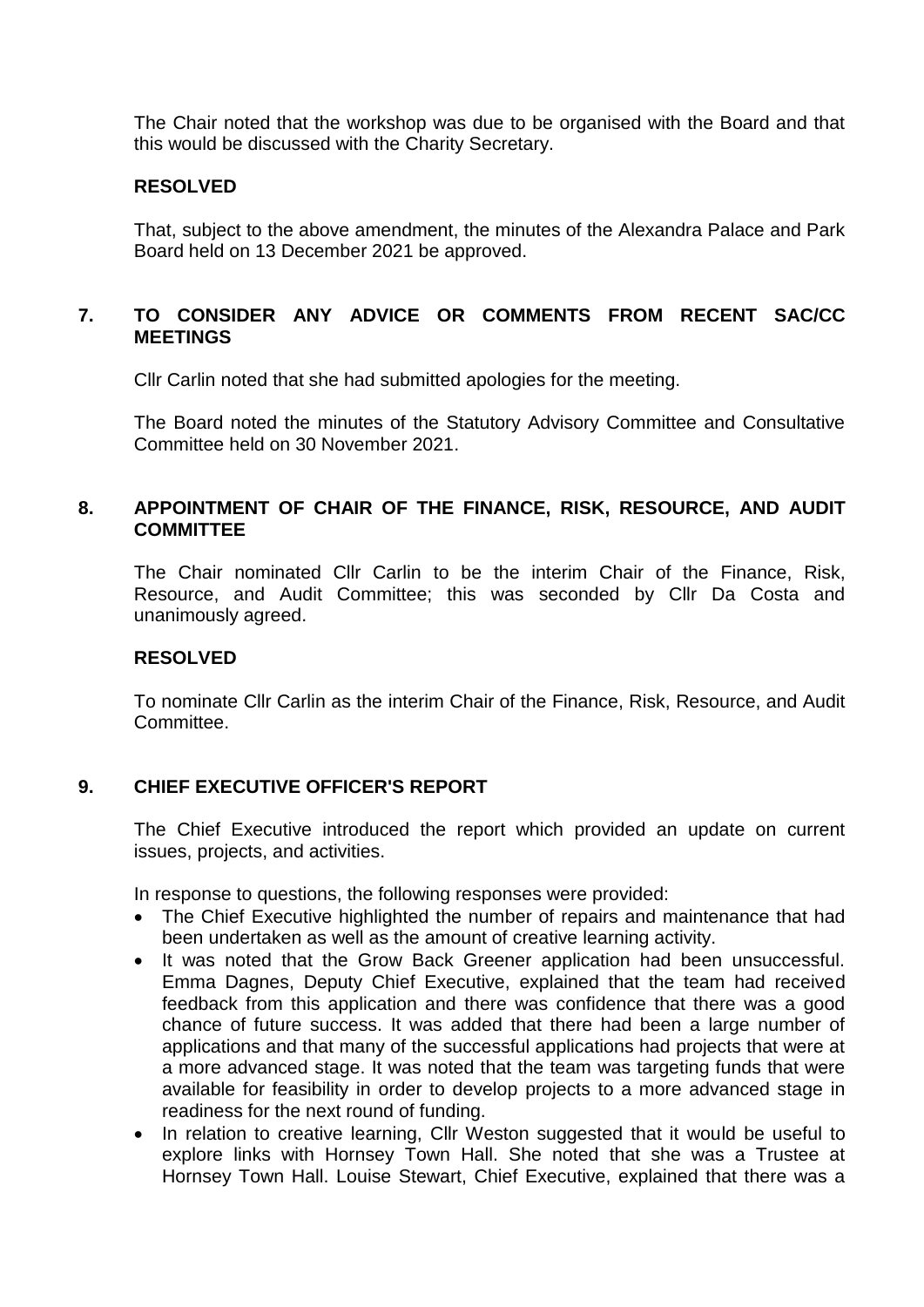The Chair noted that the workshop was due to be organised with the Board and that this would be discussed with the Charity Secretary.

**RESOLVED**

That, subject to the above amendment, the minutes of the Alexandra Palace and Park Board held on 13 December 2021 be approved.

## 7. TO CONSIDER ANY ADVICE OR COMMENTS FROM RECENT SAC/CC MEETINGS

Cllr Carlin noted that she had submitted apologies for the meeting.

The Board noted the minutes of the Statutory Advisory Committee and Consultative Committee held on 30 November 2021.

## 8. APPOINTMENT OF CHAIR OF THE FINANCE, RISK, RESOURCE, AND AUDIT COMMITTEE

The Chair nominated Cllr Carlin to be the interim Chair of the Finance, Risk, Resource, and Audit Committee; this was seconded by Cllr Da Costa and unanimously agreed.

**RESOLVED**

To nominate Cllr Carlin as the interim Chair of the Finance, Risk, Resource, and Audit Committee.

## 9. CHIEF EXECUTIVE OFFICER'S REPORT

The Chief Executive introduced the report which provided an update on current issues, projects, and activities.

In response to questions, the following responses were provided:

- The Chief Executive highlighted the number of repairs and maintenance that had been undertaken as well as the amount of creative learning activity.
- It was noted that the Grow Back Greener application had been unsuccessful. Emma Dagnes, Deputy Chief Executive, explained that the team had received feedback from this application and there was confidence that there was a good chance of future success. It was added that there had been a large number of applications and that many of the successful applications had projects that were at a more advanced stage. It was noted that the team was targeting funds that were available for feasibility in order to develop projects to a more advanced stage in readiness for the next round of funding.
- In relation to creative learning, Cllr Weston suggested that it would be useful to explore links with Hornsey Town Hall. She noted that she was a Trustee at Hornsey Town Hall. Louise Stewart, Chief Executive, explained that there was a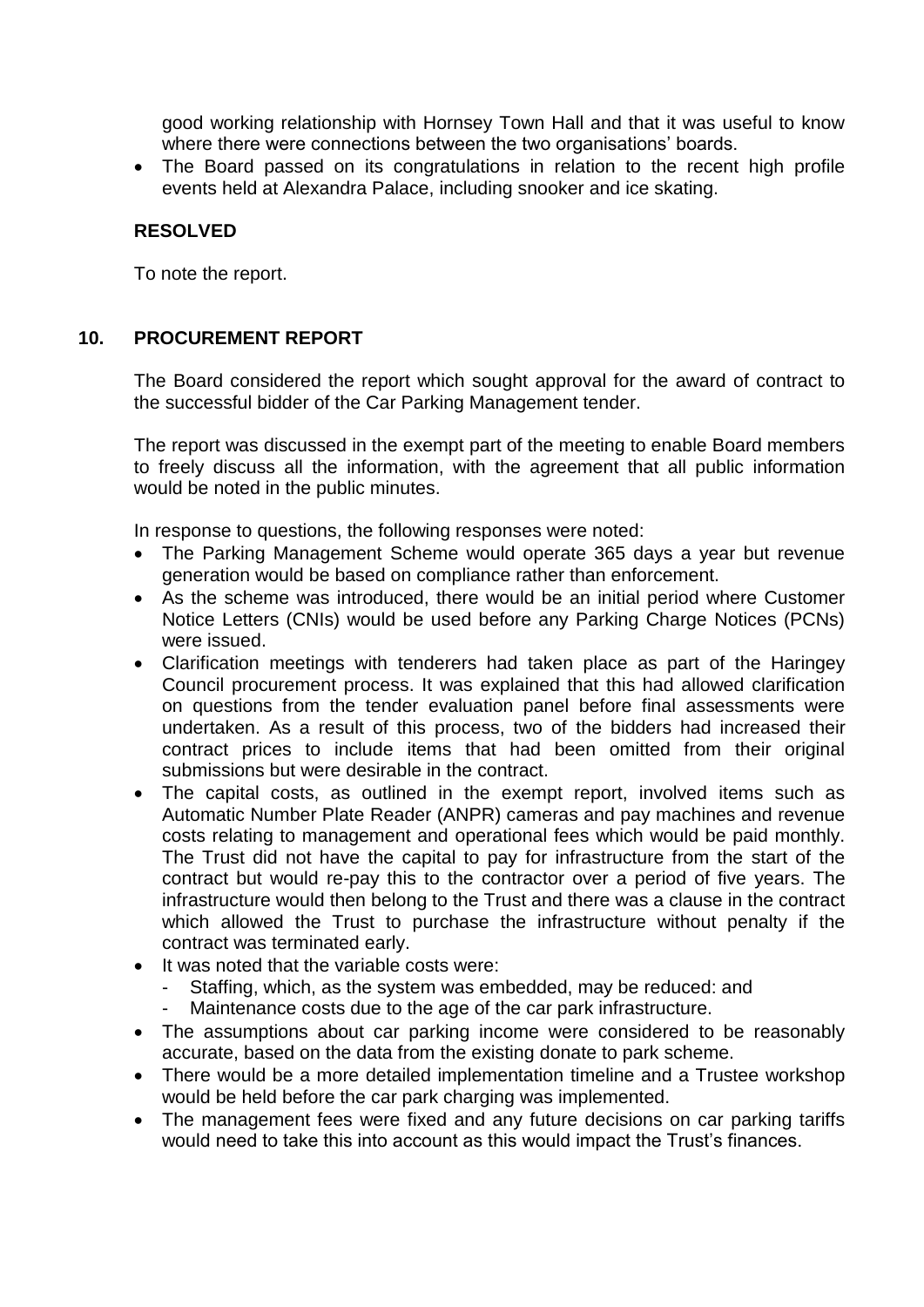good working relationship with Hornsey Town Hall and that it was useful to know where there were connections between the two organisations' boards.

- The Board passed on its congratulations in relation to the recent high profile events held at Alexandra Palace, including snooker and ice skating.

**RESOLVED**

To note the report.

## 10. PROCUREMENT REPORT

The Board considered the report which sought approval for the award of contract to the successful bidder of the Car Parking Management tender.

The report was discussed in the exempt part of the meeting to enable Board members to freely discuss all the information, with the agreement that all public information would be noted in the public minutes.

In response to questions, the following responses were noted:

- The Parking Management Scheme would operate 365 days a year but revenue generation would be based on compliance rather than enforcement.
- As the scheme was introduced, there would be an initial period where Customer Notice Letters (CNIs) would be used before any Parking Charge Notices (PCNs) were issued.
- Clarification meetings with tenderers had taken place as part of the Haringey Council procurement process. It was explained that this had allowed clarification on questions from the tender evaluation panel before final assessments were undertaken. As a result of this process, two of the bidders had increased their contract prices to include items that had been omitted from their original submissions but were desirable in the contract.
- The capital costs, as outlined in the exempt report, involved items such as Automatic Number Plate Reader (ANPR) cameras and pay machines and revenue costs relating to management and operational fees which would be paid monthly. The Trust did not have the capital to pay for infrastructure from the start of the contract but would re-pay this to the contractor over a period of five years. The infrastructure would then belong to the Trust and there was a clause in the contract which allowed the Trust to purchase the infrastructure without penalty if the contract was terminated early.
- It was noted that the variable costs were:
  - Staffing, which, as the system was embedded, may be reduced: and
  - Maintenance costs due to the age of the car park infrastructure.
- The assumptions about car parking income were considered to be reasonably accurate, based on the data from the existing donate to park scheme.
- There would be a more detailed implementation timeline and a Trustee workshop would be held before the car park charging was implemented.
- The management fees were fixed and any future decisions on car parking tariffs would need to take this into account as this would impact the Trust's finances.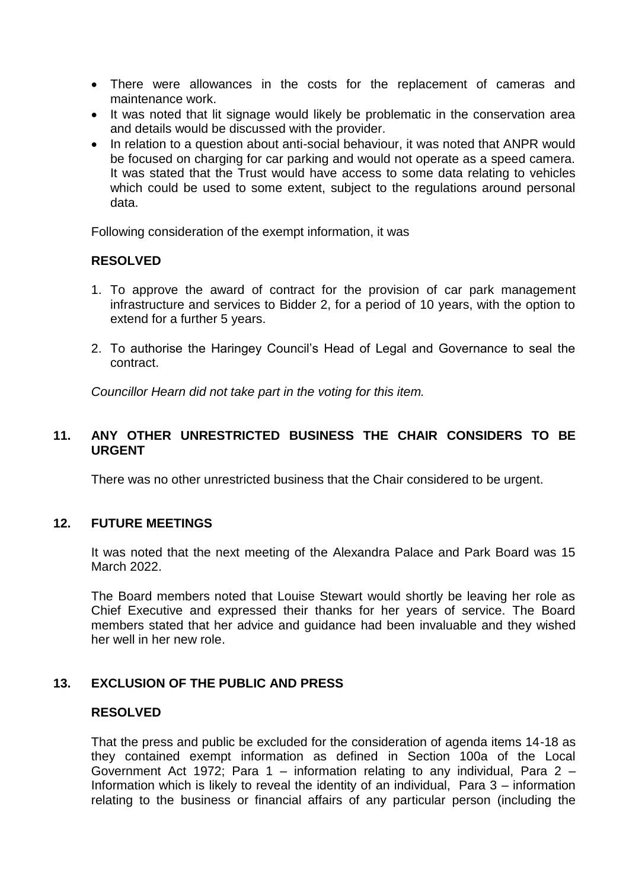- There were allowances in the costs for the replacement of cameras and maintenance work.
- It was noted that lit signage would likely be problematic in the conservation area and details would be discussed with the provider.
- In relation to a question about anti-social behaviour, it was noted that ANPR would be focused on charging for car parking and would not operate as a speed camera. It was stated that the Trust would have access to some data relating to vehicles which could be used to some extent, subject to the regulations around personal data.

Following consideration of the exempt information, it was

**RESOLVED**

1. To approve the award of contract for the provision of car park management infrastructure and services to Bidder 2, for a period of 10 years, with the option to extend for a further 5 years.

2. To authorise the Haringey Council's Head of Legal and Governance to seal the contract.

*Councillor Hearn did not take part in the voting for this item.*

## 11. ANY OTHER UNRESTRICTED BUSINESS THE CHAIR CONSIDERS TO BE URGENT

There was no other unrestricted business that the Chair considered to be urgent.

## 12. FUTURE MEETINGS

It was noted that the next meeting of the Alexandra Palace and Park Board was 15 March 2022.

The Board members noted that Louise Stewart would shortly be leaving her role as Chief Executive and expressed their thanks for her years of service. The Board members stated that her advice and guidance had been invaluable and they wished her well in her new role.

## 13. EXCLUSION OF THE PUBLIC AND PRESS

**RESOLVED**

That the press and public be excluded for the consideration of agenda items 14-18 as they contained exempt information as defined in Section 100a of the Local Government Act 1972; Para 1 – information relating to any individual, Para 2 – Information which is likely to reveal the identity of an individual, Para 3 – information relating to the business or financial affairs of any particular person (including the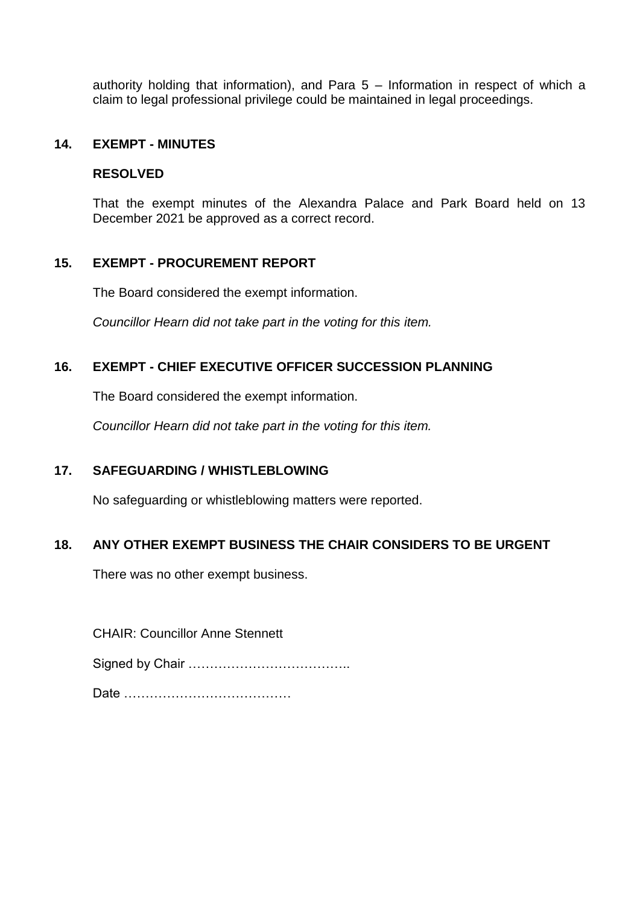authority holding that information), and Para 5 – Information in respect of which a claim to legal professional privilege could be maintained in legal proceedings.

## 14. EXEMPT - MINUTES

**RESOLVED**

That the exempt minutes of the Alexandra Palace and Park Board held on 13 December 2021 be approved as a correct record.

## 15. EXEMPT - PROCUREMENT REPORT

The Board considered the exempt information.

*Councillor Hearn did not take part in the voting for this item.*

## 16. EXEMPT - CHIEF EXECUTIVE OFFICER SUCCESSION PLANNING

The Board considered the exempt information.

*Councillor Hearn did not take part in the voting for this item.*

## 17. SAFEGUARDING / WHISTLEBLOWING

No safeguarding or whistleblowing matters were reported.

## 18. ANY OTHER EXEMPT BUSINESS THE CHAIR CONSIDERS TO BE URGENT

There was no other exempt business.

CHAIR: Councillor Anne Stennett

Signed by Chair ………………………………..

Date …………………………………